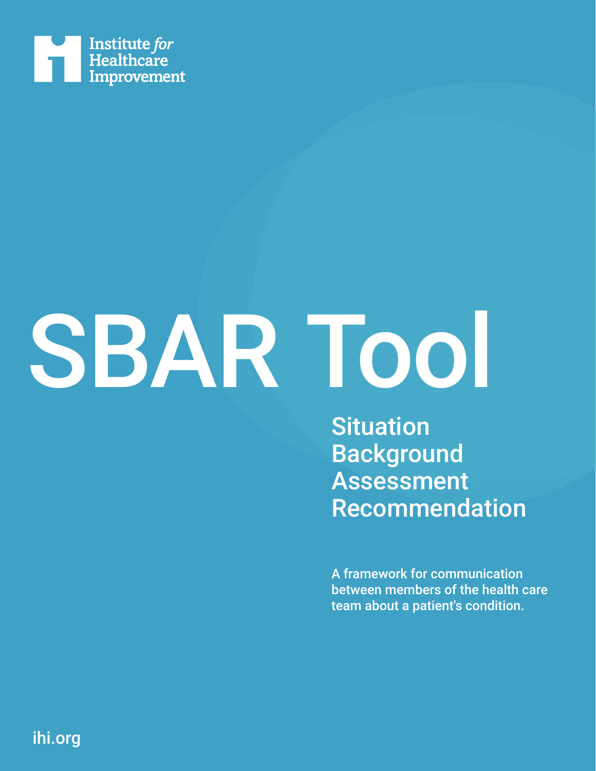Institute *for* Healthcare Improvement

# SBAR Tool

## Situation
## Background
## Assessment
## Recommendation

A framework for communication between members of the health care team about a patient's condition.

ihi.org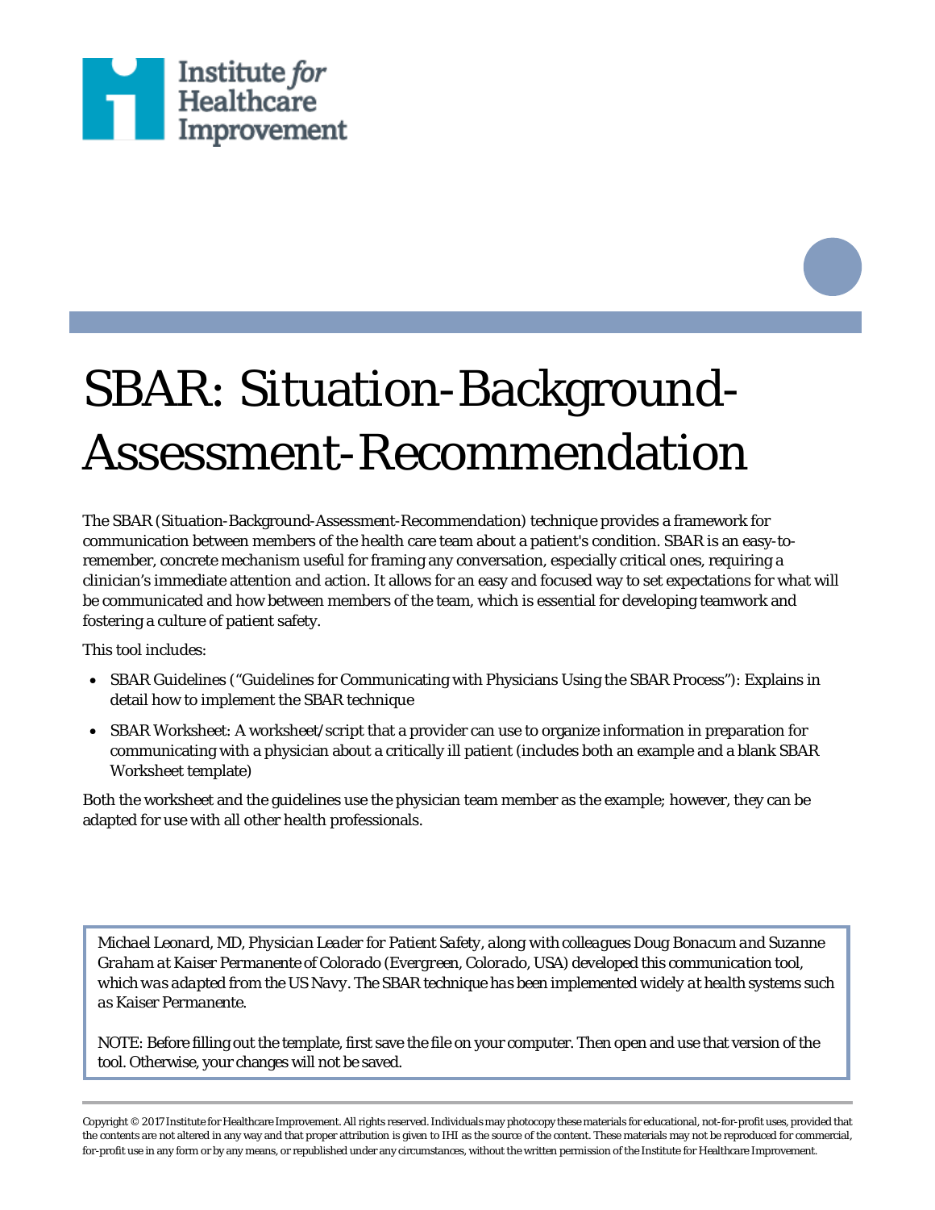# SBAR: Situation-Background-Assessment-Recommendation

The SBAR (Situation-Background-Assessment-Recommendation) technique provides a framework for communication between members of the health care team about a patient's condition. SBAR is an easy-to-remember, concrete mechanism useful for framing any conversation, especially critical ones, requiring a clinician's immediate attention and action. It allows for an easy and focused way to set expectations for what will be communicated and how between members of the team, which is essential for developing teamwork and fostering a culture of patient safety.

This tool includes:

- SBAR Guidelines ("Guidelines for Communicating with Physicians Using the SBAR Process"): Explains in detail how to implement the SBAR technique
- SBAR Worksheet: A worksheet/script that a provider can use to organize information in preparation for communicating with a physician about a critically ill patient (includes both an example and a blank SBAR Worksheet template)

Both the worksheet and the guidelines use the physician team member as the example; however, they can be adapted for use with all other health professionals.

*Michael Leonard, MD, Physician Leader for Patient Safety, along with colleagues Doug Bonacum and Suzanne Graham at Kaiser Permanente of Colorado (Evergreen, Colorado, USA) developed this communication tool, which was adapted from the US Navy. The SBAR technique has been implemented widely at health systems such as Kaiser Permanente.*

NOTE: Before filling out the template, first save the file on your computer. Then open and use that version of the tool. Otherwise, your changes will not be saved.

Copyright © 2017 Institute for Healthcare Improvement. All rights reserved. Individuals may photocopy these materials for educational, not-for-profit uses, provided that the contents are not altered in any way and that proper attribution is given to IHI as the source of the content. These materials may not be reproduced for commercial, for-profit use in any form or by any means, or republished under any circumstances, without the written permission of the Institute for Healthcare Improvement.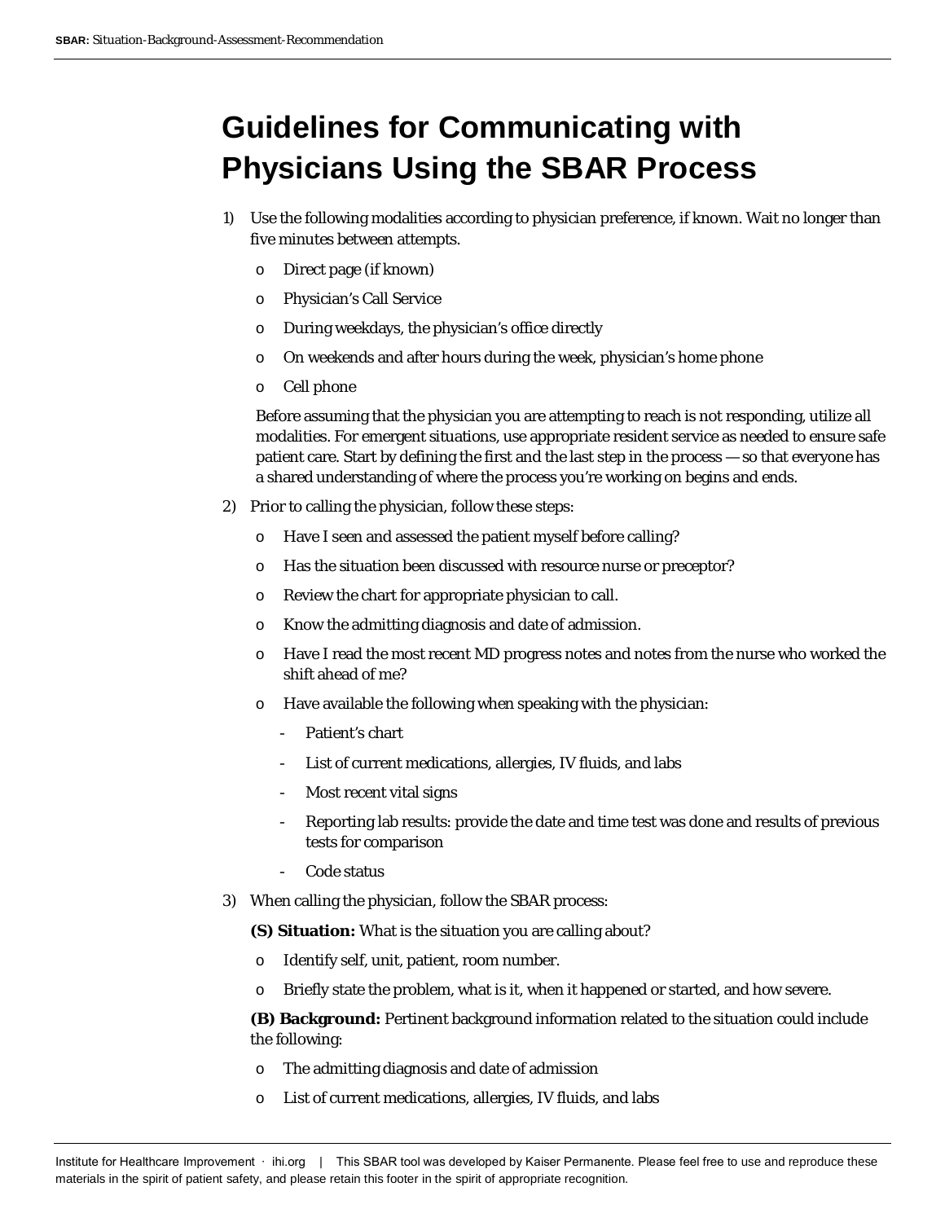# Guidelines for Communicating with Physicians Using the SBAR Process

1) Use the following modalities according to physician preference, if known. Wait no longer than five minutes between attempts.

   - Direct page (if known)
   - Physician's Call Service
   - During weekdays, the physician's office directly
   - On weekends and after hours during the week, physician's home phone
   - Cell phone

   Before assuming that the physician you are attempting to reach is not responding, utilize all modalities. For emergent situations, use appropriate resident service as needed to ensure safe patient care. Start by defining the first and the last step in the process — so that everyone has a shared understanding of where the process you're working on begins and ends.

2) Prior to calling the physician, follow these steps:

   - Have I seen and assessed the patient myself before calling?
   - Has the situation been discussed with resource nurse or preceptor?
   - Review the chart for appropriate physician to call.
   - Know the admitting diagnosis and date of admission.
   - Have I read the most recent MD progress notes and notes from the nurse who worked the shift ahead of me?
   - Have available the following when speaking with the physician:
     - Patient's chart
     - List of current medications, allergies, IV fluids, and labs
     - Most recent vital signs
     - Reporting lab results: provide the date and time test was done and results of previous tests for comparison
     - Code status

3) When calling the physician, follow the SBAR process:

   **(S) Situation:** What is the situation you are calling about?

   - Identify self, unit, patient, room number.
   - Briefly state the problem, what is it, when it happened or started, and how severe.

   **(B) Background:** Pertinent background information related to the situation could include the following:

   - The admitting diagnosis and date of admission
   - List of current medications, allergies, IV fluids, and labs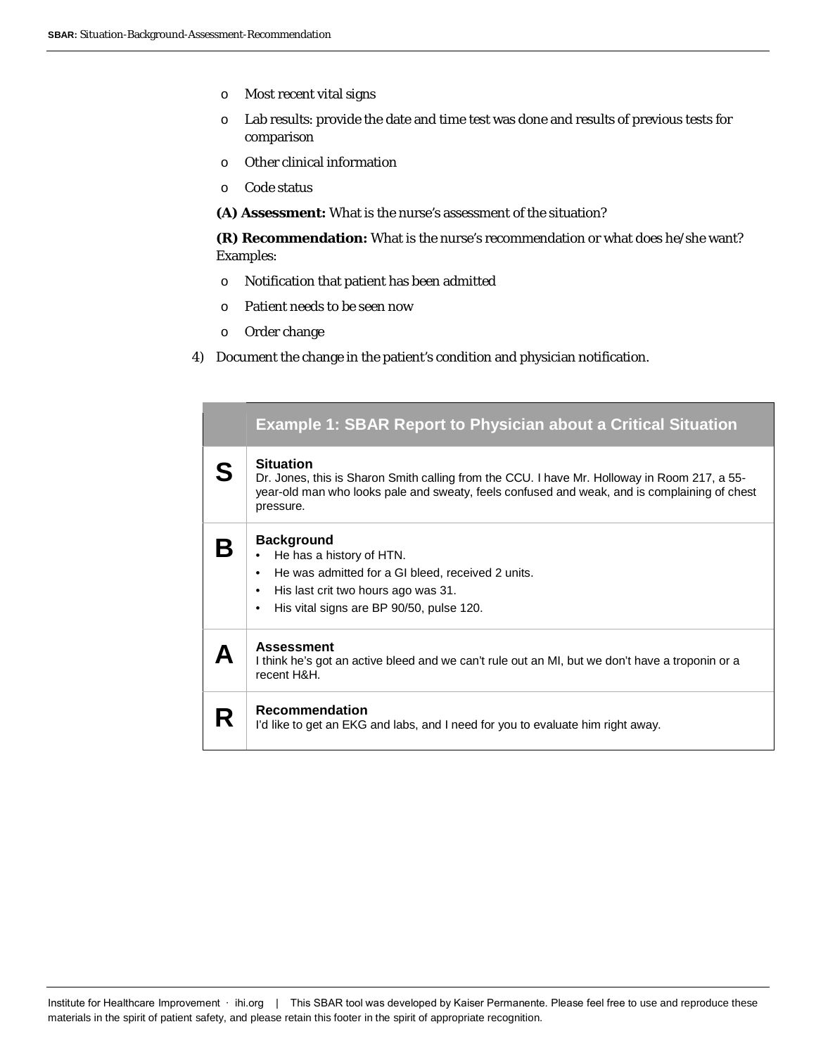- Most recent vital signs
- Lab results: provide the date and time test was done and results of previous tests for comparison
- Other clinical information
- Code status

**(A) Assessment:** What is the nurse's assessment of the situation?

**(R) Recommendation:** What is the nurse's recommendation or what does he/she want? Examples:

- Notification that patient has been admitted
- Patient needs to be seen now
- Order change

4) Document the change in the patient's condition and physician notification.

| | Example 1: SBAR Report to Physician about a Critical Situation |
|---|---|
| **S** | **Situation**<br>Dr. Jones, this is Sharon Smith calling from the CCU. I have Mr. Holloway in Room 217, a 55-year-old man who looks pale and sweaty, feels confused and weak, and is complaining of chest pressure. |
| **B** | **Background**<br>• He has a history of HTN.<br>• He was admitted for a GI bleed, received 2 units.<br>• His last crit two hours ago was 31.<br>• His vital signs are BP 90/50, pulse 120. |
| **A** | **Assessment**<br>I think he's got an active bleed and we can't rule out an MI, but we don't have a troponin or a recent H&H. |
| **R** | **Recommendation**<br>I'd like to get an EKG and labs, and I need for you to evaluate him right away. |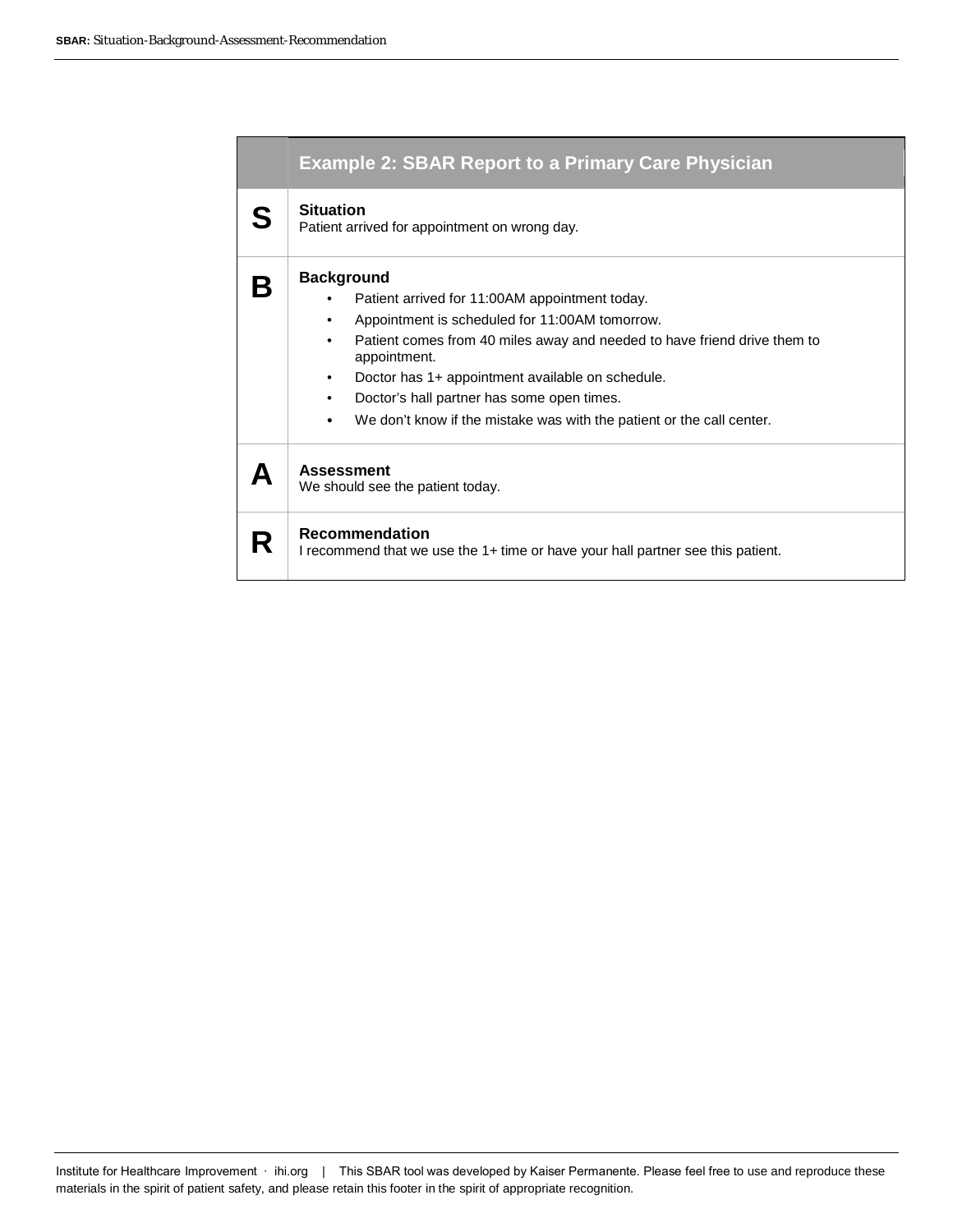| | Example 2: SBAR Report to a Primary Care Physician |
|---|---|
| **S** | **Situation**<br>Patient arrived for appointment on wrong day. |
| **B** | **Background**<br>• Patient arrived for 11:00AM appointment today.<br>• Appointment is scheduled for 11:00AM tomorrow.<br>• Patient comes from 40 miles away and needed to have friend drive them to appointment.<br>• Doctor has 1+ appointment available on schedule.<br>• Doctor's hall partner has some open times.<br>• We don't know if the mistake was with the patient or the call center. |
| **A** | **Assessment**<br>We should see the patient today. |
| **R** | **Recommendation**<br>I recommend that we use the 1+ time or have your hall partner see this patient. |

Institute for Healthcare Improvement · ihi.org | This SBAR tool was developed by Kaiser Permanente. Please feel free to use and reproduce these materials in the spirit of patient safety, and please retain this footer in the spirit of appropriate recognition.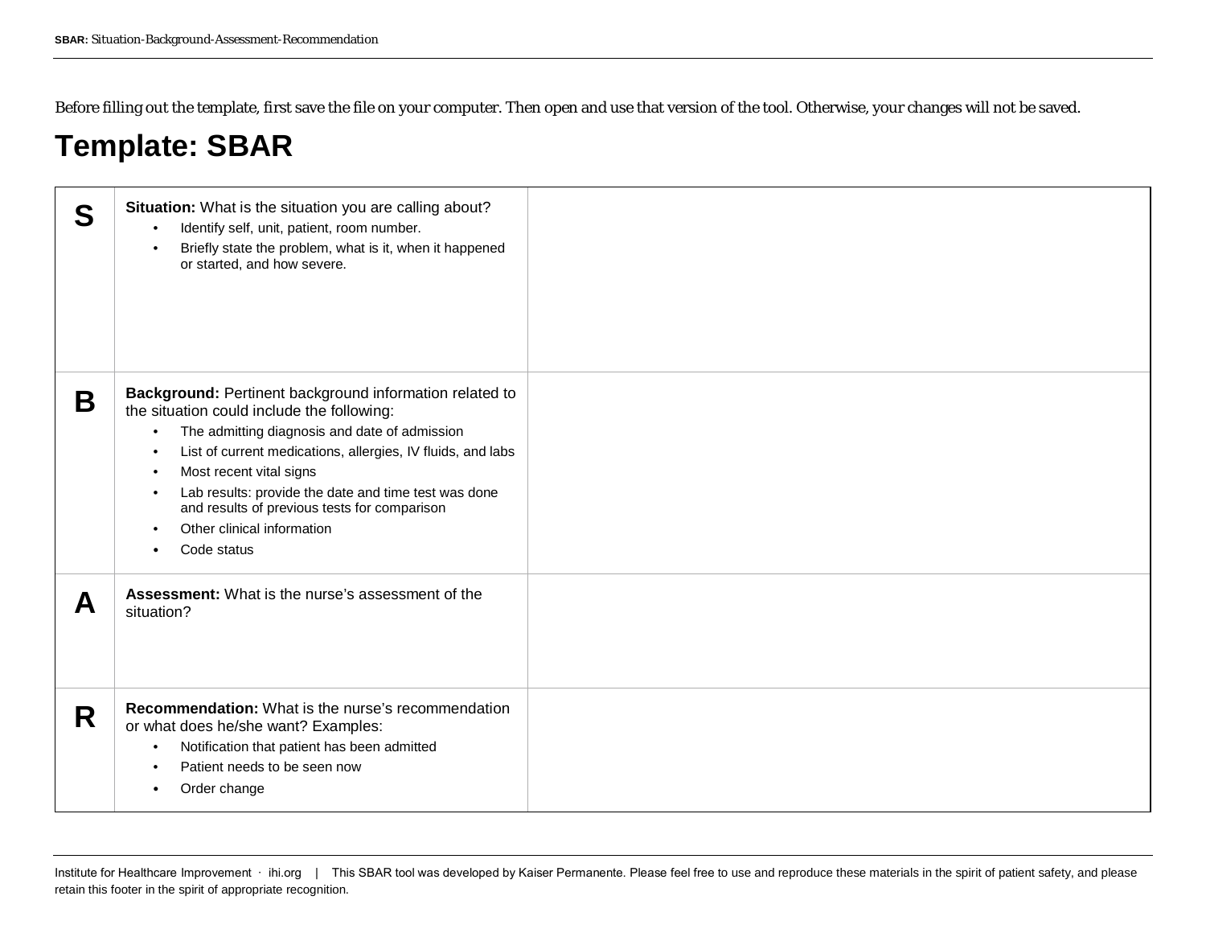Before filling out the template, first save the file on your computer. Then open and use that version of the tool. Otherwise, your changes will not be saved.

# Template: SBAR

| | | |
|---|---|---|
| **S** | **Situation:** What is the situation you are calling about?<br>• Identify self, unit, patient, room number.<br>• Briefly state the problem, what is it, when it happened or started, and how severe. | |
| **B** | **Background:** Pertinent background information related to the situation could include the following:<br>• The admitting diagnosis and date of admission<br>• List of current medications, allergies, IV fluids, and labs<br>• Most recent vital signs<br>• Lab results: provide the date and time test was done and results of previous tests for comparison<br>• Other clinical information<br>• Code status | |
| **A** | **Assessment:** What is the nurse's assessment of the situation? | |
| **R** | **Recommendation:** What is the nurse's recommendation or what does he/she want? Examples:<br>• Notification that patient has been admitted<br>• Patient needs to be seen now<br>• Order change | |

Institute for Healthcare Improvement · ihi.org | This SBAR tool was developed by Kaiser Permanente. Please feel free to use and reproduce these materials in the spirit of patient safety, and please retain this footer in the spirit of appropriate recognition.